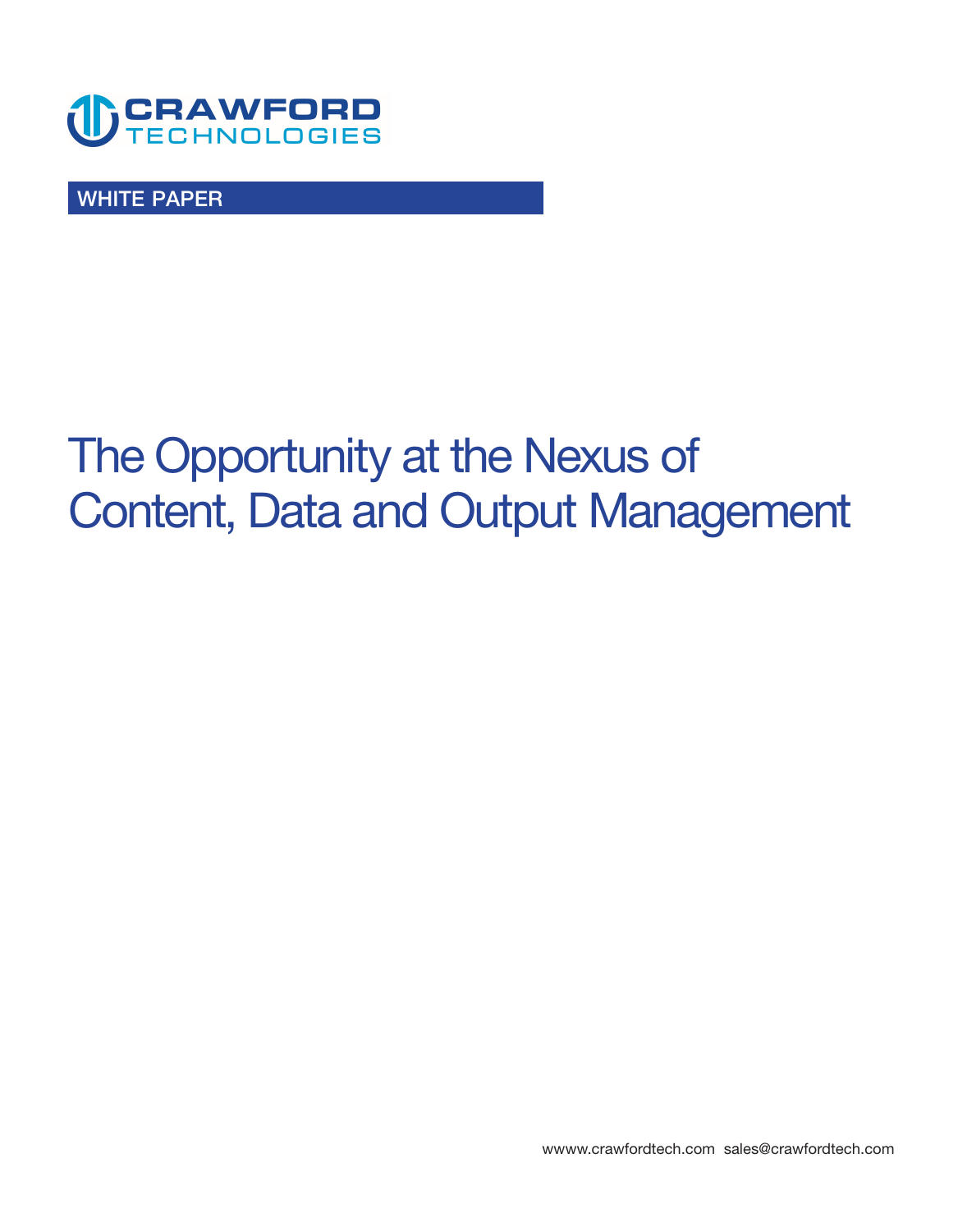CRAWFORD TECHNOLOGIES

WHITE PAPER

# The Opportunity at the Nexus of Content, Data and Output Management

wwww.crawfordtech.com sales@crawfordtech.com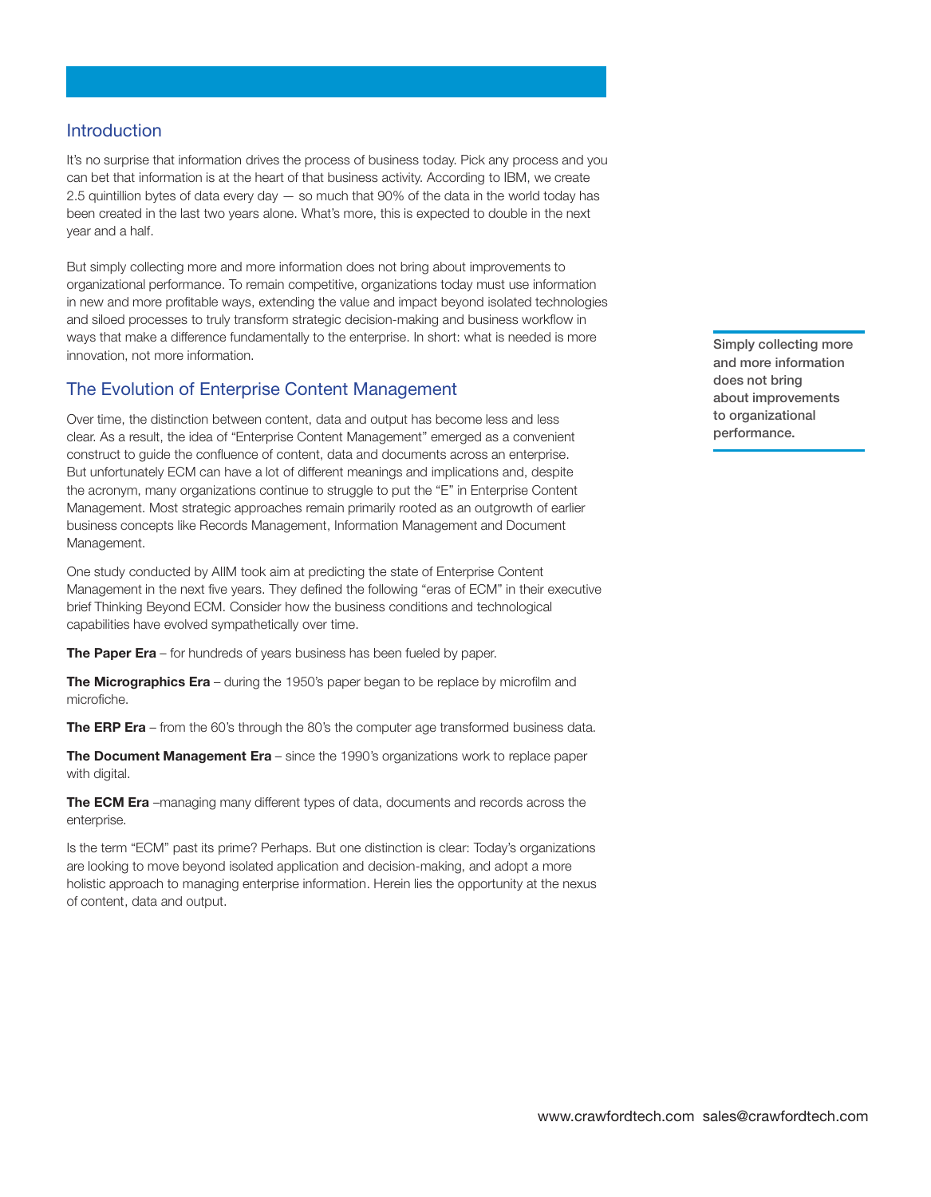## Introduction

It's no surprise that information drives the process of business today. Pick any process and you can bet that information is at the heart of that business activity. According to IBM, we create 2.5 quintillion bytes of data every day — so much that 90% of the data in the world today has been created in the last two years alone. What's more, this is expected to double in the next year and a half.

But simply collecting more and more information does not bring about improvements to organizational performance. To remain competitive, organizations today must use information in new and more profitable ways, extending the value and impact beyond isolated technologies and siloed processes to truly transform strategic decision-making and business workflow in ways that make a difference fundamentally to the enterprise. In short: what is needed is more innovation, not more information.

**Simply collecting more and more information does not bring about improvements to organizational performance.**

## The Evolution of Enterprise Content Management

Over time, the distinction between content, data and output has become less and less clear. As a result, the idea of "Enterprise Content Management" emerged as a convenient construct to guide the confluence of content, data and documents across an enterprise. But unfortunately ECM can have a lot of different meanings and implications and, despite the acronym, many organizations continue to struggle to put the "E" in Enterprise Content Management. Most strategic approaches remain primarily rooted as an outgrowth of earlier business concepts like Records Management, Information Management and Document Management.

One study conducted by AIIM took aim at predicting the state of Enterprise Content Management in the next five years. They defined the following "eras of ECM" in their executive brief Thinking Beyond ECM. Consider how the business conditions and technological capabilities have evolved sympathetically over time.

**The Paper Era** – for hundreds of years business has been fueled by paper.

**The Micrographics Era** – during the 1950's paper began to be replace by microfilm and microfiche.

**The ERP Era** – from the 60's through the 80's the computer age transformed business data.

**The Document Management Era** – since the 1990's organizations work to replace paper with digital.

**The ECM Era** –managing many different types of data, documents and records across the enterprise.

Is the term "ECM" past its prime? Perhaps. But one distinction is clear: Today's organizations are looking to move beyond isolated application and decision-making, and adopt a more holistic approach to managing enterprise information. Herein lies the opportunity at the nexus of content, data and output.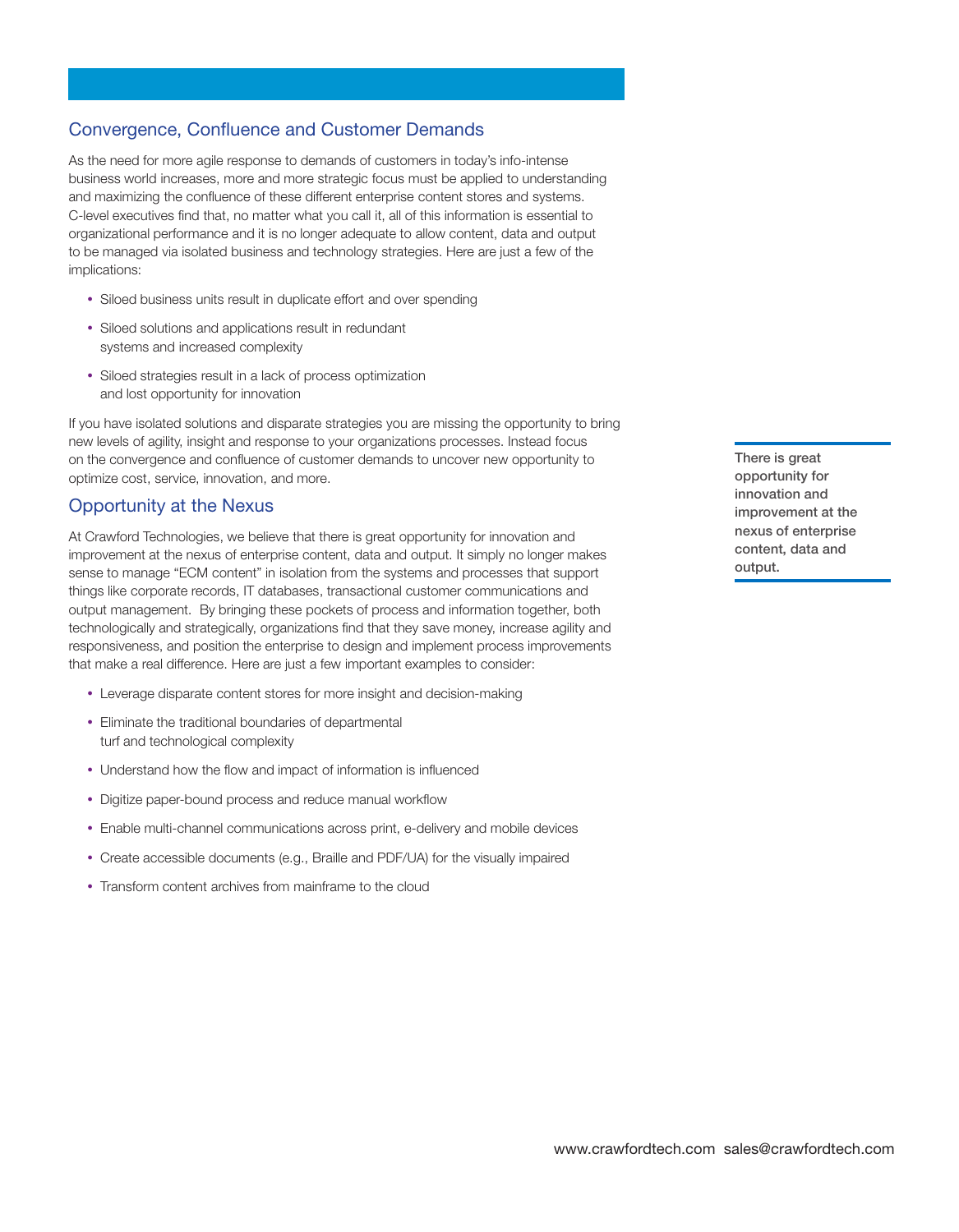## Convergence, Confluence and Customer Demands

As the need for more agile response to demands of customers in today's info-intense business world increases, more and more strategic focus must be applied to understanding and maximizing the confluence of these different enterprise content stores and systems. C-level executives find that, no matter what you call it, all of this information is essential to organizational performance and it is no longer adequate to allow content, data and output to be managed via isolated business and technology strategies. Here are just a few of the implications:

- Siloed business units result in duplicate effort and over spending
- Siloed solutions and applications result in redundant systems and increased complexity
- Siloed strategies result in a lack of process optimization and lost opportunity for innovation

If you have isolated solutions and disparate strategies you are missing the opportunity to bring new levels of agility, insight and response to your organizations processes. Instead focus on the convergence and confluence of customer demands to uncover new opportunity to optimize cost, service, innovation, and more.

## Opportunity at the Nexus

At Crawford Technologies, we believe that there is great opportunity for innovation and improvement at the nexus of enterprise content, data and output. It simply no longer makes sense to manage "ECM content" in isolation from the systems and processes that support things like corporate records, IT databases, transactional customer communications and output management. By bringing these pockets of process and information together, both technologically and strategically, organizations find that they save money, increase agility and responsiveness, and position the enterprise to design and implement process improvements that make a real difference. Here are just a few important examples to consider:

- Leverage disparate content stores for more insight and decision-making
- Eliminate the traditional boundaries of departmental turf and technological complexity
- Understand how the flow and impact of information is influenced
- Digitize paper-bound process and reduce manual workflow
- Enable multi-channel communications across print, e-delivery and mobile devices
- Create accessible documents (e.g., Braille and PDF/UA) for the visually impaired
- Transform content archives from mainframe to the cloud

**There is great opportunity for innovation and improvement at the nexus of enterprise content, data and output.**

www.crawfordtech.com sales@crawfordtech.com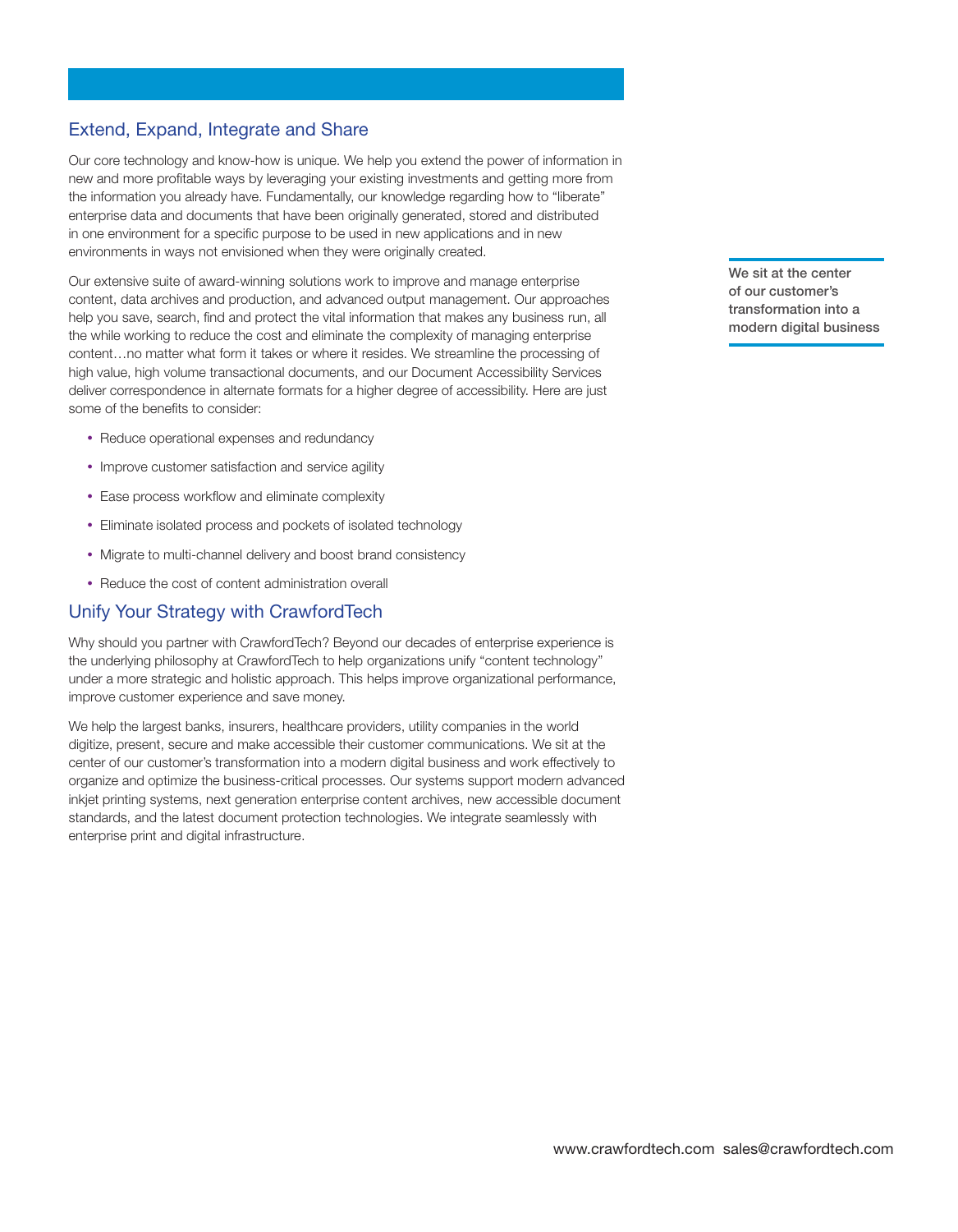## Extend, Expand, Integrate and Share

Our core technology and know-how is unique. We help you extend the power of information in new and more profitable ways by leveraging your existing investments and getting more from the information you already have. Fundamentally, our knowledge regarding how to "liberate" enterprise data and documents that have been originally generated, stored and distributed in one environment for a specific purpose to be used in new applications and in new environments in ways not envisioned when they were originally created.

Our extensive suite of award-winning solutions work to improve and manage enterprise content, data archives and production, and advanced output management. Our approaches help you save, search, find and protect the vital information that makes any business run, all the while working to reduce the cost and eliminate the complexity of managing enterprise content…no matter what form it takes or where it resides. We streamline the processing of high value, high volume transactional documents, and our Document Accessibility Services deliver correspondence in alternate formats for a higher degree of accessibility. Here are just some of the benefits to consider:

- Reduce operational expenses and redundancy
- Improve customer satisfaction and service agility
- Ease process workflow and eliminate complexity
- Eliminate isolated process and pockets of isolated technology
- Migrate to multi-channel delivery and boost brand consistency
- Reduce the cost of content administration overall

**We sit at the center of our customer's transformation into a modern digital business**

## Unify Your Strategy with CrawfordTech

Why should you partner with CrawfordTech? Beyond our decades of enterprise experience is the underlying philosophy at CrawfordTech to help organizations unify "content technology" under a more strategic and holistic approach. This helps improve organizational performance, improve customer experience and save money.

We help the largest banks, insurers, healthcare providers, utility companies in the world digitize, present, secure and make accessible their customer communications. We sit at the center of our customer's transformation into a modern digital business and work effectively to organize and optimize the business-critical processes. Our systems support modern advanced inkjet printing systems, next generation enterprise content archives, new accessible document standards, and the latest document protection technologies. We integrate seamlessly with enterprise print and digital infrastructure.

www.crawfordtech.com sales@crawfordtech.com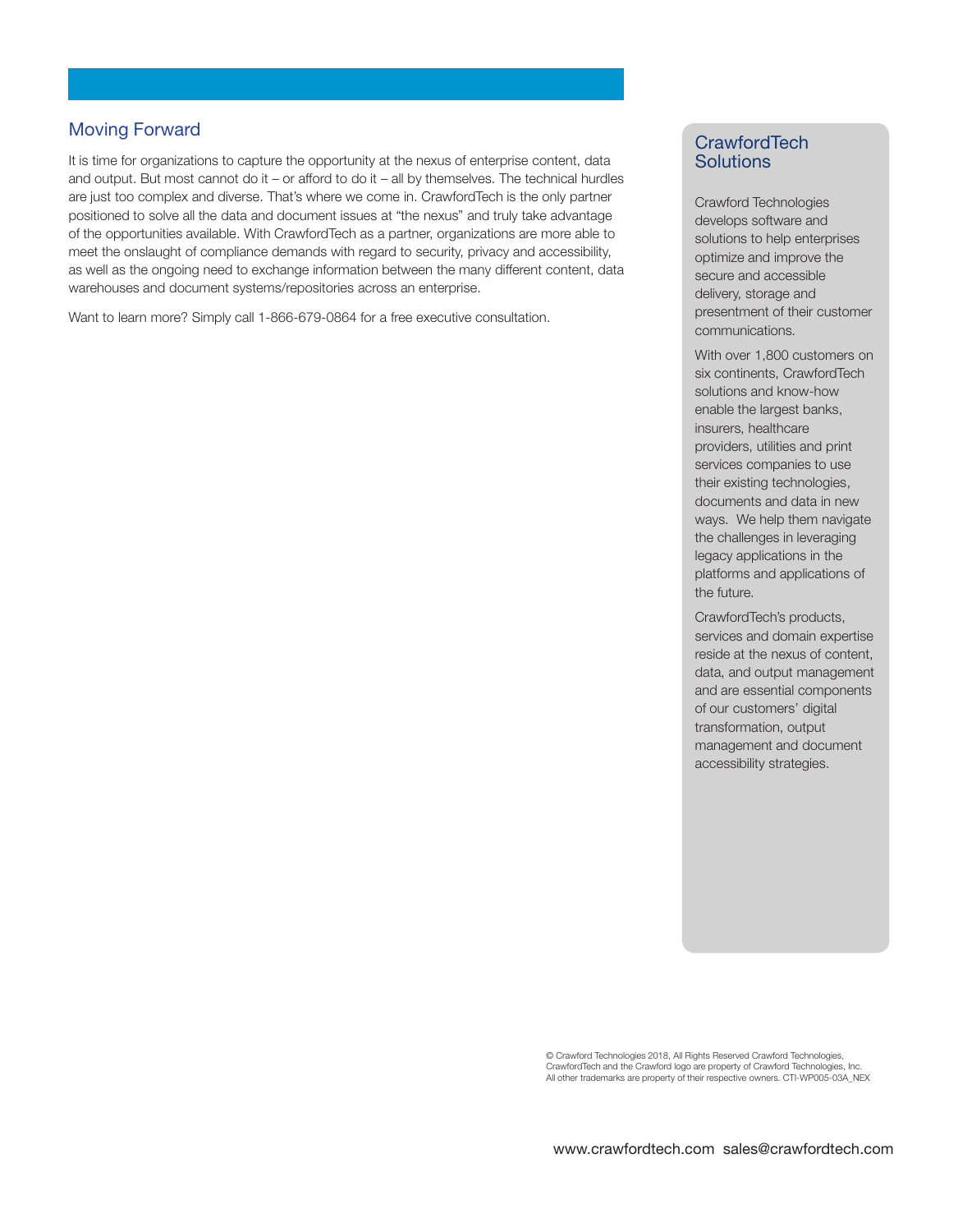## Moving Forward

It is time for organizations to capture the opportunity at the nexus of enterprise content, data and output. But most cannot do it – or afford to do it – all by themselves. The technical hurdles are just too complex and diverse. That's where we come in. CrawfordTech is the only partner positioned to solve all the data and document issues at "the nexus" and truly take advantage of the opportunities available. With CrawfordTech as a partner, organizations are more able to meet the onslaught of compliance demands with regard to security, privacy and accessibility, as well as the ongoing need to exchange information between the many different content, data warehouses and document systems/repositories across an enterprise.

Want to learn more? Simply call 1-866-679-0864 for a free executive consultation.

## CrawfordTech Solutions

Crawford Technologies develops software and solutions to help enterprises optimize and improve the secure and accessible delivery, storage and presentment of their customer communications.

With over 1,800 customers on six continents, CrawfordTech solutions and know-how enable the largest banks, insurers, healthcare providers, utilities and print services companies to use their existing technologies, documents and data in new ways. We help them navigate the challenges in leveraging legacy applications in the platforms and applications of the future.

CrawfordTech's products, services and domain expertise reside at the nexus of content, data, and output management and are essential components of our customers' digital transformation, output management and document accessibility strategies.

© Crawford Technologies 2018, All Rights Reserved Crawford Technologies, CrawfordTech and the Crawford logo are property of Crawford Technologies, Inc. All other trademarks are property of their respective owners. CTI-WP005-03A_NEX

www.crawfordtech.com sales@crawfordtech.com